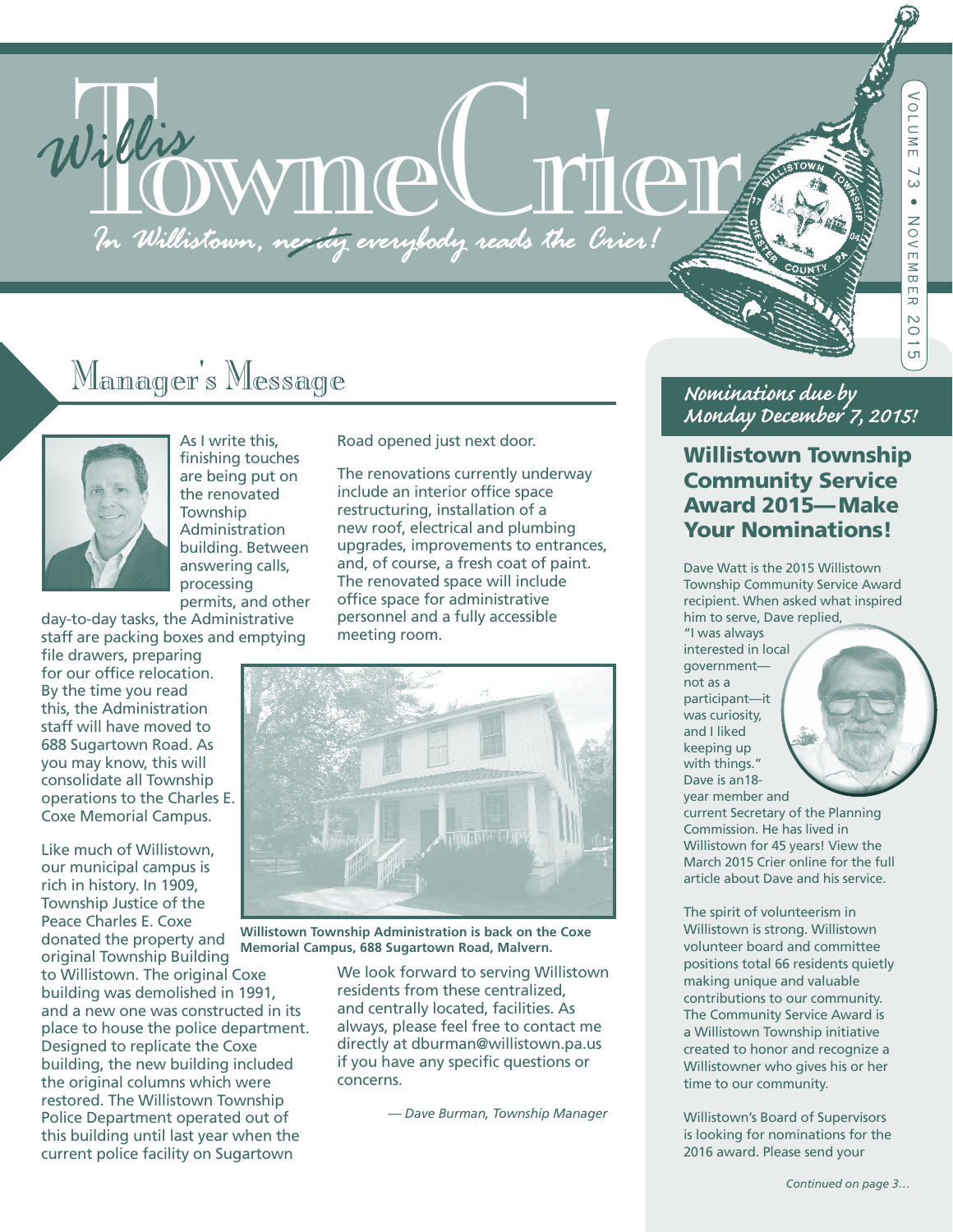# Willis Towne Crier

*In Willistown, nearly everybody reads the Crier!*

Volume 73 • November 2015

## Manager's Message

As I write this, finishing touches are being put on the renovated Township Administration building. Between answering calls, processing permits, and other day-to-day tasks, the Administrative staff are packing boxes and emptying file drawers, preparing for our office relocation. By the time you read this, the Administration staff will have moved to 688 Sugartown Road. As you may know, this will consolidate all Township operations to the Charles E. Coxe Memorial Campus.

Like much of Willistown, our municipal campus is rich in history. In 1909, Township Justice of the Peace Charles E. Coxe donated the property and original Township Building to Willistown. The original Coxe building was demolished in 1991, and a new one was constructed in its place to house the police department. Designed to replicate the Coxe building, the new building included the original columns which were restored. The Willistown Township Police Department operated out of this building until last year when the current police facility on Sugartown Road opened just next door.

The renovations currently underway include an interior office space restructuring, installation of a new roof, electrical and plumbing upgrades, improvements to entrances, and, of course, a fresh coat of paint. The renovated space will include office space for administrative personnel and a fully accessible meeting room.

**Willistown Township Administration is back on the Coxe Memorial Campus, 688 Sugartown Road, Malvern.**

We look forward to serving Willistown residents from these centralized, and centrally located, facilities. As always, please feel free to contact me directly at dburman@willistown.pa.us if you have any specific questions or concerns.

*— Dave Burman, Township Manager*

*Nominations due by Monday December 7, 2015!*

## Willistown Township Community Service Award 2015—Make Your Nominations!

Dave Watt is the 2015 Willistown Township Community Service Award recipient. When asked what inspired him to serve, Dave replied, "I was always interested in local government—not as a participant—it was curiosity, and I liked keeping up with things." Dave is an18-year member and current Secretary of the Planning Commission. He has lived in Willistown for 45 years! View the March 2015 Crier online for the full article about Dave and his service.

The spirit of volunteerism in Willistown is strong. Willistown volunteer board and committee positions total 66 residents quietly making unique and valuable contributions to our community. The Community Service Award is a Willistown Township initiative created to honor and recognize a Willistowner who gives his or her time to our community.

Willistown's Board of Supervisors is looking for nominations for the 2016 award. Please send your

*Continued on page 3…*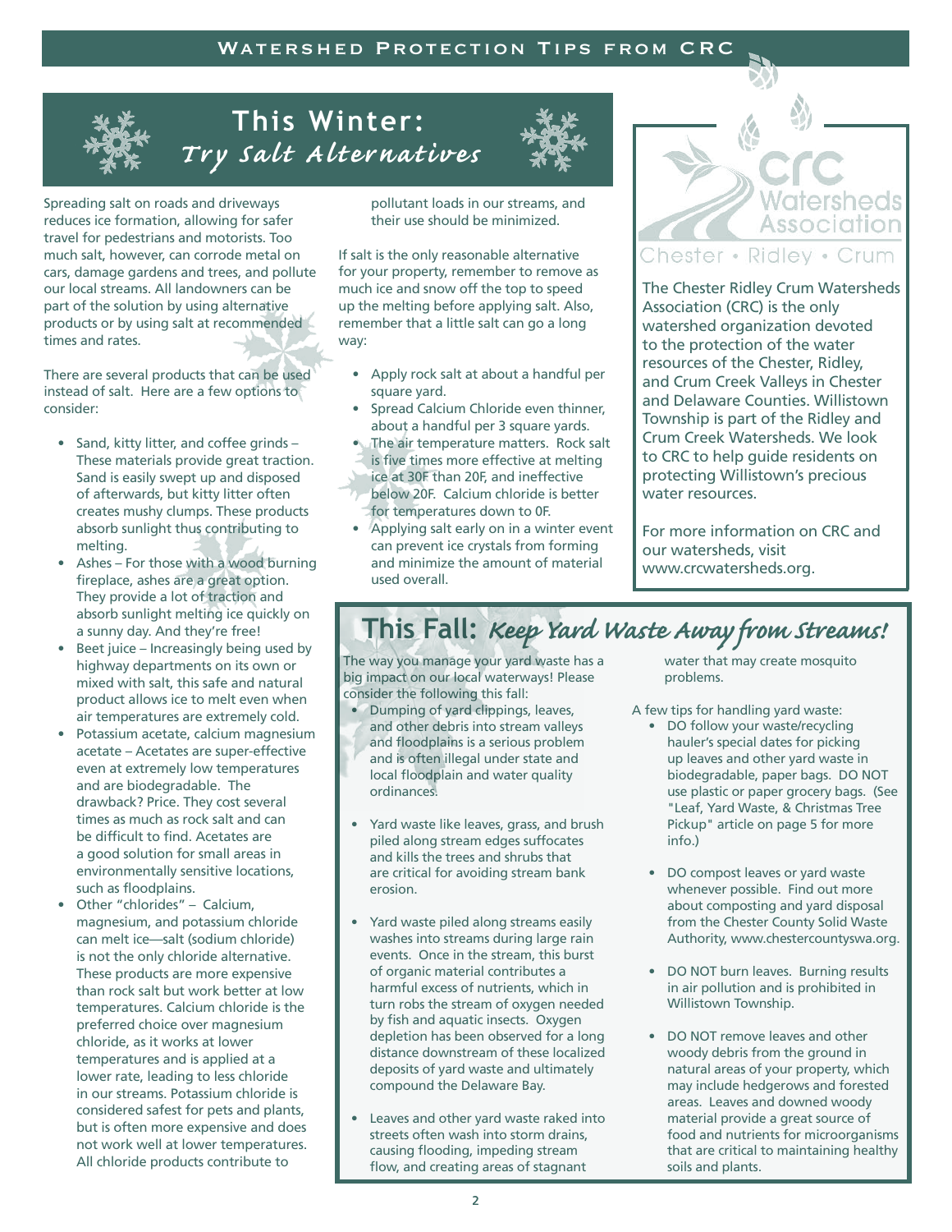# Watershed Protection Tips from CRC

## This Winter: *Try Salt Alternatives*

Spreading salt on roads and driveways reduces ice formation, allowing for safer travel for pedestrians and motorists. Too much salt, however, can corrode metal on cars, damage gardens and trees, and pollute our local streams. All landowners can be part of the solution by using alternative products or by using salt at recommended times and rates.

There are several products that can be used instead of salt. Here are a few options to consider:

- Sand, kitty litter, and coffee grinds – These materials provide great traction. Sand is easily swept up and disposed of afterwards, but kitty litter often creates mushy clumps. These products absorb sunlight thus contributing to melting.
- Ashes – For those with a wood burning fireplace, ashes are a great option. They provide a lot of traction and absorb sunlight melting ice quickly on a sunny day. And they're free!
- Beet juice – Increasingly being used by highway departments on its own or mixed with salt, this safe and natural product allows ice to melt even when air temperatures are extremely cold.
- Potassium acetate, calcium magnesium acetate – Acetates are super-effective even at extremely low temperatures and are biodegradable. The drawback? Price. They cost several times as much as rock salt and can be difficult to find. Acetates are a good solution for small areas in environmentally sensitive locations, such as floodplains.
- Other "chlorides" – Calcium, magnesium, and potassium chloride can melt ice—salt (sodium chloride) is not the only chloride alternative. These products are more expensive than rock salt but work better at low temperatures. Calcium chloride is the preferred choice over magnesium chloride, as it works at lower temperatures and is applied at a lower rate, leading to less chloride in our streams. Potassium chloride is considered safest for pets and plants, but is often more expensive and does not work well at lower temperatures. All chloride products contribute to pollutant loads in our streams, and their use should be minimized.

If salt is the only reasonable alternative for your property, remember to remove as much ice and snow off the top to speed up the melting before applying salt. Also, remember that a little salt can go a long way:

- Apply rock salt at about a handful per square yard.
- Spread Calcium Chloride even thinner, about a handful per 3 square yards.
- The air temperature matters. Rock salt is five times more effective at melting ice at 30F than 20F, and ineffective below 20F. Calcium chloride is better for temperatures down to 0F.
- Applying salt early on in a winter event can prevent ice crystals from forming and minimize the amount of material used overall.

**CRC Watersheds Association**
Chester • Ridley • Crum

The Chester Ridley Crum Watersheds Association (CRC) is the only watershed organization devoted to the protection of the water resources of the Chester, Ridley, and Crum Creek Valleys in Chester and Delaware Counties. Willistown Township is part of the Ridley and Crum Creek Watersheds. We look to CRC to help guide residents on protecting Willistown's precious water resources.

For more information on CRC and our watersheds, visit www.crcwatersheds.org.

## This Fall: *Keep Yard Waste Away from Streams!*

The way you manage your yard waste has a big impact on our local waterways! Please consider the following this fall:

- Dumping of yard clippings, leaves, and other debris into stream valleys and floodplains is a serious problem and is often illegal under state and local floodplain and water quality ordinances.
- Yard waste like leaves, grass, and brush piled along stream edges suffocates and kills the trees and shrubs that are critical for avoiding stream bank erosion.
- Yard waste piled along streams easily washes into streams during large rain events. Once in the stream, this burst of organic material contributes a harmful excess of nutrients, which in turn robs the stream of oxygen needed by fish and aquatic insects. Oxygen depletion has been observed for a long distance downstream of these localized deposits of yard waste and ultimately compound the Delaware Bay.
- Leaves and other yard waste raked into streets often wash into storm drains, causing flooding, impeding stream flow, and creating areas of stagnant water that may create mosquito problems.

A few tips for handling yard waste:

- DO follow your waste/recycling hauler's special dates for picking up leaves and other yard waste in biodegradable, paper bags. DO NOT use plastic or paper grocery bags. (See "Leaf, Yard Waste, & Christmas Tree Pickup" article on page 5 for more info.)
- DO compost leaves or yard waste whenever possible. Find out more about composting and yard disposal from the Chester County Solid Waste Authority, www.chestercountyswa.org.
- DO NOT burn leaves. Burning results in air pollution and is prohibited in Willistown Township.
- DO NOT remove leaves and other woody debris from the ground in natural areas of your property, which may include hedgerows and forested areas. Leaves and downed woody material provide a great source of food and nutrients for microorganisms that are critical to maintaining healthy soils and plants.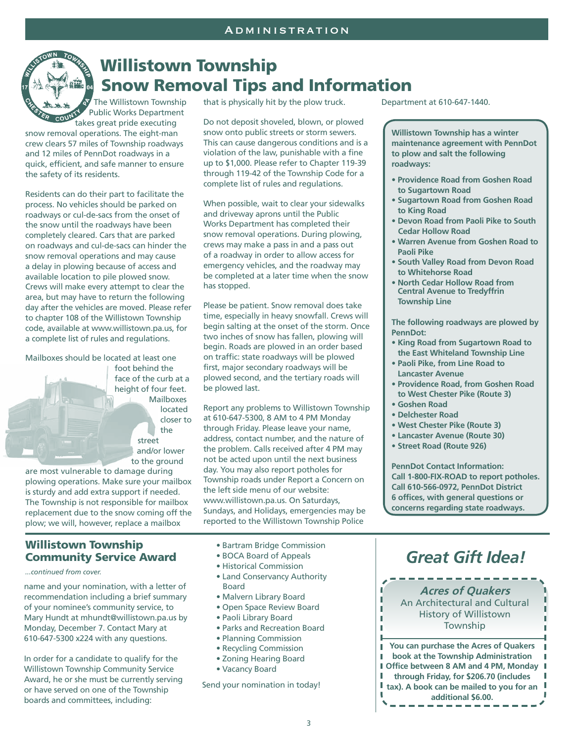# Willistown Township Snow Removal Tips and Information

The Willistown Township Public Works Department takes great pride executing snow removal operations. The eight-man crew clears 57 miles of Township roadways and 12 miles of PennDot roadways in a quick, efficient, and safe manner to ensure the safety of its residents.

Residents can do their part to facilitate the process. No vehicles should be parked on roadways or cul-de-sacs from the onset of the snow until the roadways have been completely cleared. Cars that are parked on roadways and cul-de-sacs can hinder the snow removal operations and may cause a delay in plowing because of access and available location to pile plowed snow. Crews will make every attempt to clear the area, but may have to return the following day after the vehicles are moved. Please refer to chapter 108 of the Willistown Township code, available at www.willistown.pa.us, for a complete list of rules and regulations.

Mailboxes should be located at least one foot behind the face of the curb at a height of four feet. Mailboxes located closer to the street and/or lower to the ground are most vulnerable to damage during plowing operations. Make sure your mailbox is sturdy and add extra support if needed. The Township is not responsible for mailbox replacement due to the snow coming off the plow; we will, however, replace a mailbox that is physically hit by the plow truck.

Do not deposit shoveled, blown, or plowed snow onto public streets or storm sewers. This can cause dangerous conditions and is a violation of the law, punishable with a fine up to $1,000. Please refer to Chapter 119-39 through 119-42 of the Township Code for a complete list of rules and regulations.

When possible, wait to clear your sidewalks and driveway aprons until the Public Works Department has completed their snow removal operations. During plowing, crews may make a pass in and a pass out of a roadway in order to allow access for emergency vehicles, and the roadway may be completed at a later time when the snow has stopped.

Please be patient. Snow removal does take time, especially in heavy snowfall. Crews will begin salting at the onset of the storm. Once two inches of snow has fallen, plowing will begin. Roads are plowed in an order based on traffic: state roadways will be plowed first, major secondary roadways will be plowed second, and the tertiary roads will be plowed last.

Report any problems to Willistown Township at 610-647-5300, 8 AM to 4 PM Monday through Friday. Please leave your name, address, contact number, and the nature of the problem. Calls received after 4 PM may not be acted upon until the next business day. You may also report potholes for Township roads under Report a Concern on the left side menu of our website: www.willistown.pa.us. On Saturdays, Sundays, and Holidays, emergencies may be reported to the Willistown Township Police Department at 610-647-1440.

**Willistown Township has a winter maintenance agreement with PennDot to plow and salt the following roadways:**

- **Providence Road from Goshen Road to Sugartown Road**
- **Sugartown Road from Goshen Road to King Road**
- **Devon Road from Paoli Pike to South Cedar Hollow Road**
- **Warren Avenue from Goshen Road to Paoli Pike**
- **South Valley Road from Devon Road to Whitehorse Road**
- **North Cedar Hollow Road from Central Avenue to Tredyffrin Township Line**

**The following roadways are plowed by PennDot:**

- **King Road from Sugartown Road to the East Whiteland Township Line**
- **Paoli Pike, from Line Road to Lancaster Avenue**
- **Providence Road, from Goshen Road to West Chester Pike (Route 3)**
- **Goshen Road**
- **Delchester Road**
- **West Chester Pike (Route 3)**
- **Lancaster Avenue (Route 30)**
- **Street Road (Route 926)**

**PennDot Contact Information:**
**Call 1-800-FIX-ROAD to report potholes.**
**Call 610-566-0972, PennDot District 6 offices, with general questions or concerns regarding state roadways.**

## Willistown Township Community Service Award

*...continued from cover.*

name and your nomination, with a letter of recommendation including a brief summary of your nominee's community service, to Mary Hundt at mhundt@willistown.pa.us by Monday, December 7. Contact Mary at 610-647-5300 x224 with any questions.

In order for a candidate to qualify for the Willistown Township Community Service Award, he or she must be currently serving or have served on one of the Township boards and committees, including:

- Bartram Bridge Commission
- BOCA Board of Appeals
- Historical Commission
- Land Conservancy Authority Board
- Malvern Library Board
- Open Space Review Board
- Paoli Library Board
- Parks and Recreation Board
- Planning Commission
- Recycling Commission
- Zoning Hearing Board
- Vacancy Board

Send your nomination in today!

## *Great Gift Idea!*

***Acres of Quakers***
An Architectural and Cultural History of Willistown Township

**You can purchase the Acres of Quakers book at the Township Administration Office between 8 AM and 4 PM, Monday through Friday, for $206.70 (includes tax). A book can be mailed to you for an additional $6.00.**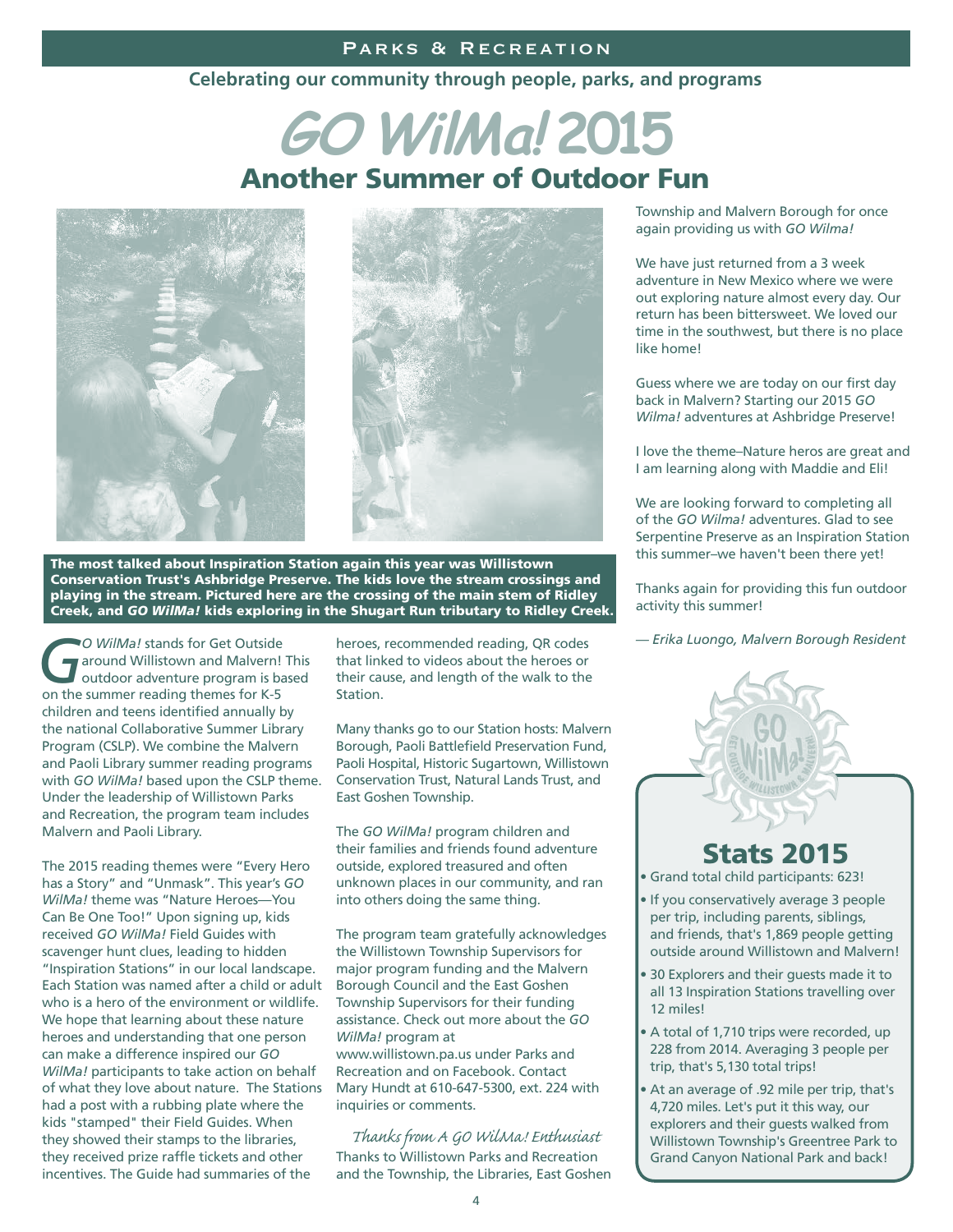Celebrating our community through people, parks, and programs

# *GO WilMa!* 2015

## Another Summer of Outdoor Fun

**The most talked about Inspiration Station again this year was Willistown Conservation Trust's Ashbridge Preserve. The kids love the stream crossings and playing in the stream. Pictured here are the crossing of the main stem of Ridley Creek, and *GO WilMa!* kids exploring in the Shugart Run tributary to Ridley Creek.**

*GO WilMa!* stands for Get Outside around Willistown and Malvern! This outdoor adventure program is based on the summer reading themes for K-5 children and teens identified annually by the national Collaborative Summer Library Program (CSLP). We combine the Malvern and Paoli Library summer reading programs with *GO WilMa!* based upon the CSLP theme. Under the leadership of Willistown Parks and Recreation, the program team includes Malvern and Paoli Library.

The 2015 reading themes were "Every Hero has a Story" and "Unmask". This year's *GO WilMa!* theme was "Nature Heroes—You Can Be One Too!" Upon signing up, kids received *GO WilMa!* Field Guides with scavenger hunt clues, leading to hidden "Inspiration Stations" in our local landscape. Each Station was named after a child or adult who is a hero of the environment or wildlife. We hope that learning about these nature heroes and understanding that one person can make a difference inspired our *GO WilMa!* participants to take action on behalf of what they love about nature. The Stations had a post with a rubbing plate where the kids "stamped" their Field Guides. When they showed their stamps to the libraries, they received prize raffle tickets and other incentives. The Guide had summaries of the heroes, recommended reading, QR codes that linked to videos about the heroes or their cause, and length of the walk to the Station.

Many thanks go to our Station hosts: Malvern Borough, Paoli Battlefield Preservation Fund, Paoli Hospital, Historic Sugartown, Willistown Conservation Trust, Natural Lands Trust, and East Goshen Township.

The *GO WilMa!* program children and their families and friends found adventure outside, explored treasured and often unknown places in our community, and ran into others doing the same thing.

The program team gratefully acknowledges the Willistown Township Supervisors for major program funding and the Malvern Borough Council and the East Goshen Township Supervisors for their funding assistance. Check out more about the *GO WilMa!* program at www.willistown.pa.us under Parks and Recreation and on Facebook. Contact Mary Hundt at 610-647-5300, ext. 224 with inquiries or comments.

*Thanks from A GO WilMa! Enthusiast*

Thanks to Willistown Parks and Recreation and the Township, the Libraries, East Goshen Township and Malvern Borough for once again providing us with *GO Wilma!*

We have just returned from a 3 week adventure in New Mexico where we were out exploring nature almost every day. Our return has been bittersweet. We loved our time in the southwest, but there is no place like home!

Guess where we are today on our first day back in Malvern? Starting our 2015 *GO Wilma!* adventures at Ashbridge Preserve!

I love the theme–Nature heros are great and I am learning along with Maddie and Eli!

We are looking forward to completing all of the *GO Wilma!* adventures. Glad to see Serpentine Preserve as an Inspiration Station this summer–we haven't been there yet!

Thanks again for providing this fun outdoor activity this summer!

*— Erika Luongo, Malvern Borough Resident*

## Stats 2015

- Grand total child participants: 623!
- If you conservatively average 3 people per trip, including parents, siblings, and friends, that's 1,869 people getting outside around Willistown and Malvern!
- 30 Explorers and their guests made it to all 13 Inspiration Stations travelling over 12 miles!
- A total of 1,710 trips were recorded, up 228 from 2014. Averaging 3 people per trip, that's 5,130 total trips!
- At an average of .92 mile per trip, that's 4,720 miles. Let's put it this way, our explorers and their guests walked from Willistown Township's Greentree Park to Grand Canyon National Park and back!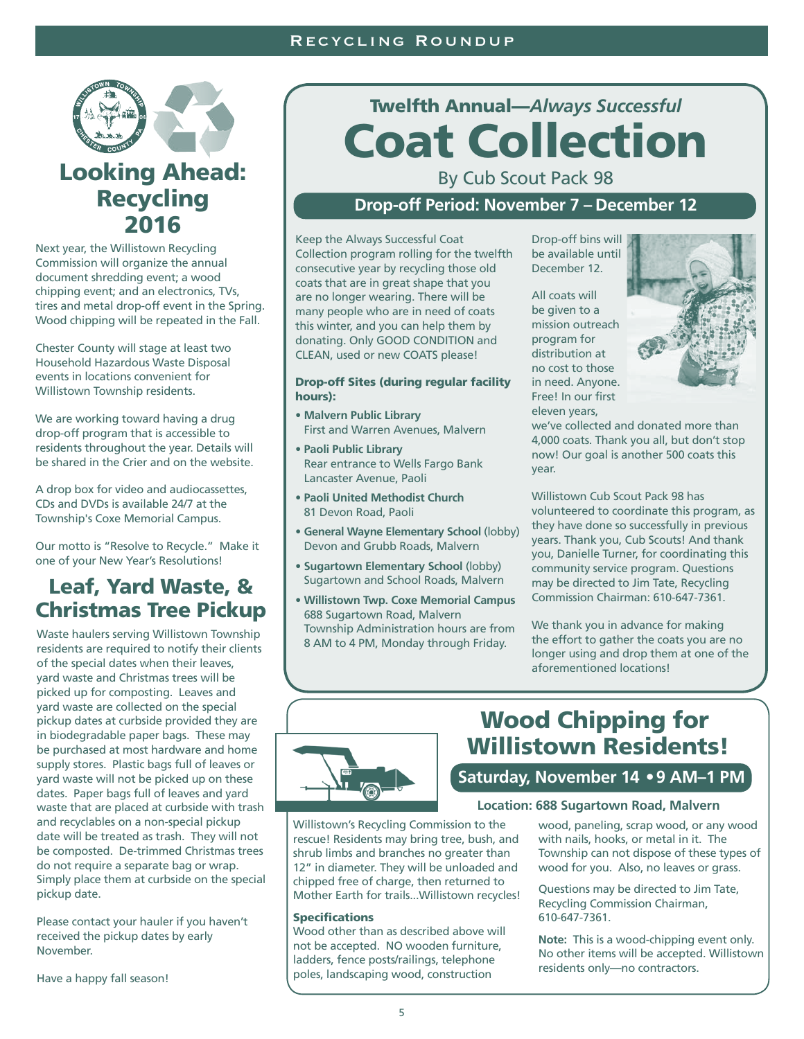# Looking Ahead: Recycling 2016

Next year, the Willistown Recycling Commission will organize the annual document shredding event; a wood chipping event; and an electronics, TVs, tires and metal drop-off event in the Spring. Wood chipping will be repeated in the Fall.

Chester County will stage at least two Household Hazardous Waste Disposal events in locations convenient for Willistown Township residents.

We are working toward having a drug drop-off program that is accessible to residents throughout the year. Details will be shared in the Crier and on the website.

A drop box for video and audiocassettes, CDs and DVDs is available 24/7 at the Township's Coxe Memorial Campus.

Our motto is "Resolve to Recycle." Make it one of your New Year's Resolutions!

# Leaf, Yard Waste, & Christmas Tree Pickup

Waste haulers serving Willistown Township residents are required to notify their clients of the special dates when their leaves, yard waste and Christmas trees will be picked up for composting. Leaves and yard waste are collected on the special pickup dates at curbside provided they are in biodegradable paper bags. These may be purchased at most hardware and home supply stores. Plastic bags full of leaves or yard waste will not be picked up on these dates. Paper bags full of leaves and yard waste that are placed at curbside with trash and recyclables on a non-special pickup date will be treated as trash. They will not be composted. De-trimmed Christmas trees do not require a separate bag or wrap. Simply place them at curbside on the special pickup date.

Please contact your hauler if you haven't received the pickup dates by early November.

Have a happy fall season!

## Twelfth Annual—*Always Successful*

# Coat Collection

By Cub Scout Pack 98

**Drop-off Period: November 7 – December 12**

Keep the Always Successful Coat Collection program rolling for the twelfth consecutive year by recycling those old coats that are in great shape that you are no longer wearing. There will be many people who are in need of coats this winter, and you can help them by donating. Only GOOD CONDITION and CLEAN, used or new COATS please!

**Drop-off Sites (during regular facility hours):**

- **Malvern Public Library**
  First and Warren Avenues, Malvern
- **Paoli Public Library**
  Rear entrance to Wells Fargo Bank
  Lancaster Avenue, Paoli
- **Paoli United Methodist Church**
  81 Devon Road, Paoli
- **General Wayne Elementary School** (lobby)
  Devon and Grubb Roads, Malvern
- **Sugartown Elementary School** (lobby)
  Sugartown and School Roads, Malvern
- **Willistown Twp. Coxe Memorial Campus**
  688 Sugartown Road, Malvern
  Township Administration hours are from 8 AM to 4 PM, Monday through Friday.

Drop-off bins will be available until December 12.

All coats will be given to a mission outreach program for distribution at no cost to those in need. Anyone. Free! In our first eleven years, we've collected and donated more than 4,000 coats. Thank you all, but don't stop now! Our goal is another 500 coats this year.

Willistown Cub Scout Pack 98 has volunteered to coordinate this program, as they have done so successfully in previous years. Thank you, Cub Scouts! And thank you, Danielle Turner, for coordinating this community service program. Questions may be directed to Jim Tate, Recycling Commission Chairman: 610-647-7361.

We thank you in advance for making the effort to gather the coats you are no longer using and drop them at one of the aforementioned locations!

# Wood Chipping for Willistown Residents!

**Saturday, November 14 • 9 AM–1 PM**

**Location: 688 Sugartown Road, Malvern**

Willistown's Recycling Commission to the rescue! Residents may bring tree, bush, and shrub limbs and branches no greater than 12" in diameter. They will be unloaded and chipped free of charge, then returned to Mother Earth for trails...Willistown recycles!

**Specifications**

Wood other than as described above will not be accepted. NO wooden furniture, ladders, fence posts/railings, telephone poles, landscaping wood, construction wood, paneling, scrap wood, or any wood with nails, hooks, or metal in it. The Township can not dispose of these types of wood for you. Also, no leaves or grass.

Questions may be directed to Jim Tate, Recycling Commission Chairman, 610-647-7361.

**Note:** This is a wood-chipping event only. No other items will be accepted. Willistown residents only—no contractors.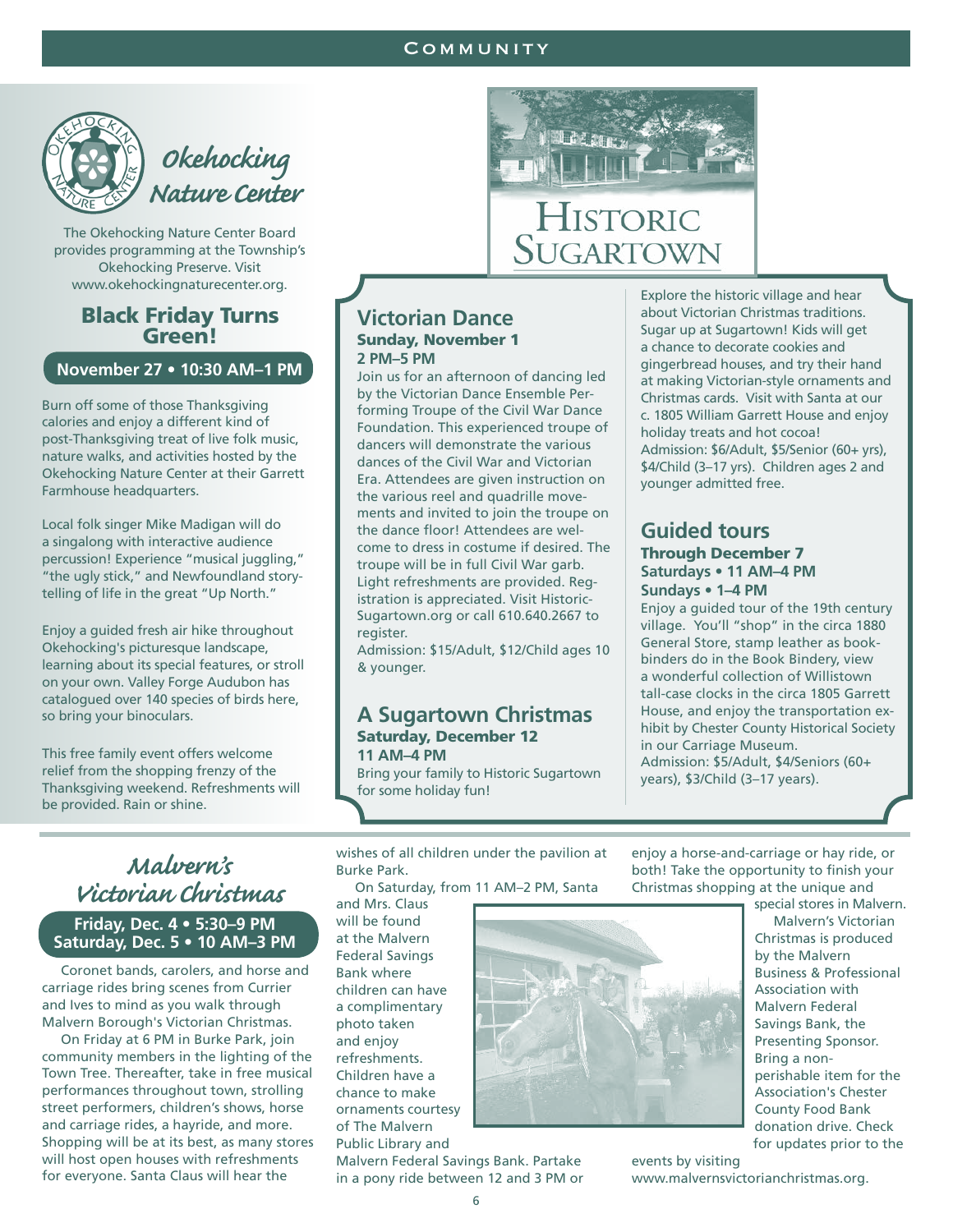# Okehocking Nature Center

The Okehocking Nature Center Board provides programming at the Township's Okehocking Preserve. Visit www.okehockingnaturecenter.org.

## Black Friday Turns Green!

**November 27 • 10:30 AM–1 PM**

Burn off some of those Thanksgiving calories and enjoy a different kind of post-Thanksgiving treat of live folk music, nature walks, and activities hosted by the Okehocking Nature Center at their Garrett Farmhouse headquarters.

Local folk singer Mike Madigan will do a singalong with interactive audience percussion! Experience "musical juggling," "the ugly stick," and Newfoundland story-telling of life in the great "Up North."

Enjoy a guided fresh air hike throughout Okehocking's picturesque landscape, learning about its special features, or stroll on your own. Valley Forge Audubon has catalogued over 140 species of birds here, so bring your binoculars.

This free family event offers welcome relief from the shopping frenzy of the Thanksgiving weekend. Refreshments will be provided. Rain or shine.

# Historic Sugartown

## Victorian Dance

**Sunday, November 1**
**2 PM–5 PM**

Join us for an afternoon of dancing led by the Victorian Dance Ensemble Performing Troupe of the Civil War Dance Foundation. This experienced troupe of dancers will demonstrate the various dances of the Civil War and Victorian Era. Attendees are given instruction on the various reel and quadrille movements and invited to join the troupe on the dance floor! Attendees are welcome to dress in costume if desired. The troupe will be in full Civil War garb. Light refreshments are provided. Registration is appreciated. Visit HistoricSugartown.org or call 610.640.2667 to register.
Admission: $15/Adult, $12/Child ages 10 & younger.

## A Sugartown Christmas

**Saturday, December 12**
**11 AM–4 PM**

Bring your family to Historic Sugartown for some holiday fun!

Explore the historic village and hear about Victorian Christmas traditions. Sugar up at Sugartown! Kids will get a chance to decorate cookies and gingerbread houses, and try their hand at making Victorian-style ornaments and Christmas cards. Visit with Santa at our c. 1805 William Garrett House and enjoy holiday treats and hot cocoa!
Admission: $6/Adult, $5/Senior (60+ yrs), $4/Child (3–17 yrs). Children ages 2 and younger admitted free.

## Guided tours

**Through December 7**
**Saturdays • 11 AM–4 PM**
**Sundays • 1–4 PM**

Enjoy a guided tour of the 19th century village. You'll "shop" in the circa 1880 General Store, stamp leather as bookbinders do in the Book Bindery, view a wonderful collection of Willistown tall-case clocks in the circa 1805 Garrett House, and enjoy the transportation exhibit by Chester County Historical Society in our Carriage Museum.
Admission: $5/Adult, $4/Seniors (60+ years), $3/Child (3–17 years).

# *Malvern's Victorian Christmas*

**Friday, Dec. 4 • 5:30–9 PM**
**Saturday, Dec. 5 • 10 AM–3 PM**

Coronet bands, carolers, and horse and carriage rides bring scenes from Currier and Ives to mind as you walk through Malvern Borough's Victorian Christmas.

On Friday at 6 PM in Burke Park, join community members in the lighting of the Town Tree. Thereafter, take in free musical performances throughout town, strolling street performers, children's shows, horse and carriage rides, a hayride, and more. Shopping will be at its best, as many stores will host open houses with refreshments for everyone. Santa Claus will hear the wishes of all children under the pavilion at Burke Park.

On Saturday, from 11 AM–2 PM, Santa and Mrs. Claus will be found at the Malvern Federal Savings Bank where children can have a complimentary photo taken and enjoy refreshments. Children have a chance to make ornaments courtesy of The Malvern Public Library and Malvern Federal Savings Bank. Partake in a pony ride between 12 and 3 PM or enjoy a horse-and-carriage or hay ride, or both! Take the opportunity to finish your Christmas shopping at the unique and special stores in Malvern.

Malvern's Victorian Christmas is produced by the Malvern Business & Professional Association with Malvern Federal Savings Bank, the Presenting Sponsor. Bring a non-perishable item for the Association's Chester County Food Bank donation drive. Check for updates prior to the events by visiting www.malvernsvictorianchristmas.org.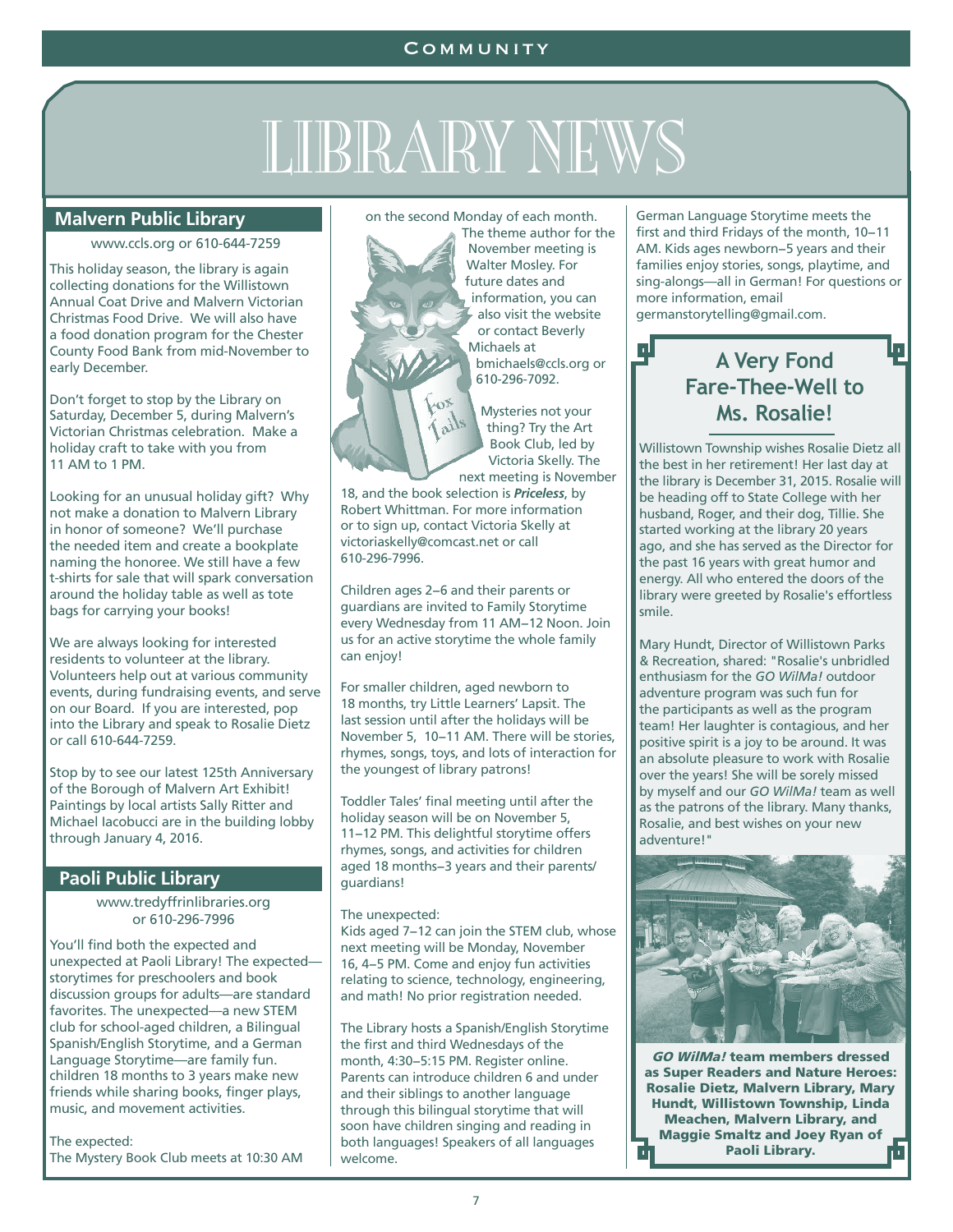# LIBRARY NEWS

## Malvern Public Library

www.ccls.org or 610-644-7259

This holiday season, the library is again collecting donations for the Willistown Annual Coat Drive and Malvern Victorian Christmas Food Drive. We will also have a food donation program for the Chester County Food Bank from mid-November to early December.

Don't forget to stop by the Library on Saturday, December 5, during Malvern's Victorian Christmas celebration. Make a holiday craft to take with you from 11 AM to 1 PM.

Looking for an unusual holiday gift? Why not make a donation to Malvern Library in honor of someone? We'll purchase the needed item and create a bookplate naming the honoree. We still have a few t-shirts for sale that will spark conversation around the holiday table as well as tote bags for carrying your books!

We are always looking for interested residents to volunteer at the library. Volunteers help out at various community events, during fundraising events, and serve on our Board. If you are interested, pop into the Library and speak to Rosalie Dietz or call 610-644-7259.

Stop by to see our latest 125th Anniversary of the Borough of Malvern Art Exhibit! Paintings by local artists Sally Ritter and Michael Iacobucci are in the building lobby through January 4, 2016.

## Paoli Public Library

www.tredyffrinlibraries.org or 610-296-7996

You'll find both the expected and unexpected at Paoli Library! The expected—storytimes for preschoolers and book discussion groups for adults—are standard favorites. The unexpected—a new STEM club for school-aged children, a Bilingual Spanish/English Storytime, and a German Language Storytime—are family fun. children 18 months to 3 years make new friends while sharing books, finger plays, music, and movement activities.

The expected:
The Mystery Book Club meets at 10:30 AM on the second Monday of each month. The theme author for the November meeting is Walter Mosley. For future dates and information, you can also visit the website or contact Beverly Michaels at bmichaels@ccls.org or 610-296-7092.

Mysteries not your thing? Try the Art Book Club, led by Victoria Skelly. The next meeting is November 18, and the book selection is ***Priceless***, by Robert Whittman. For more information or to sign up, contact Victoria Skelly at victoriaskelly@comcast.net or call 610-296-7996.

Children ages 2–6 and their parents or guardians are invited to Family Storytime every Wednesday from 11 AM–12 Noon. Join us for an active storytime the whole family can enjoy!

For smaller children, aged newborn to 18 months, try Little Learners' Lapsit. The last session until after the holidays will be November 5, 10–11 AM. There will be stories, rhymes, songs, toys, and lots of interaction for the youngest of library patrons!

Toddler Tales' final meeting until after the holiday season will be on November 5, 11–12 PM. This delightful storytime offers rhymes, songs, and activities for children aged 18 months–3 years and their parents/ guardians!

The unexpected:
Kids aged 7–12 can join the STEM club, whose next meeting will be Monday, November 16, 4–5 PM. Come and enjoy fun activities relating to science, technology, engineering, and math! No prior registration needed.

The Library hosts a Spanish/English Storytime the first and third Wednesdays of the month, 4:30–5:15 PM. Register online. Parents can introduce children 6 and under and their siblings to another language through this bilingual storytime that will soon have children singing and reading in both languages! Speakers of all languages welcome.

German Language Storytime meets the first and third Fridays of the month, 10–11 AM. Kids ages newborn–5 years and their families enjoy stories, songs, playtime, and sing-alongs—all in German! For questions or more information, email germanstorytelling@gmail.com.

## A Very Fond Fare-Thee-Well to Ms. Rosalie!

Willistown Township wishes Rosalie Dietz all the best in her retirement! Her last day at the library is December 31, 2015. Rosalie will be heading off to State College with her husband, Roger, and their dog, Tillie. She started working at the library 20 years ago, and she has served as the Director for the past 16 years with great humor and energy. All who entered the doors of the library were greeted by Rosalie's effortless smile.

Mary Hundt, Director of Willistown Parks & Recreation, shared: "Rosalie's unbridled enthusiasm for the *GO WilMa!* outdoor adventure program was such fun for the participants as well as the program team! Her laughter is contagious, and her positive spirit is a joy to be around. It was an absolute pleasure to work with Rosalie over the years! She will be sorely missed by myself and our *GO WilMa!* team as well as the patrons of the library. Many thanks, Rosalie, and best wishes on your new adventure!"

***GO WilMa!*** **team members dressed as Super Readers and Nature Heroes: Rosalie Dietz, Malvern Library, Mary Hundt, Willistown Township, Linda Meachen, Malvern Library, and Maggie Smaltz and Joey Ryan of Paoli Library.**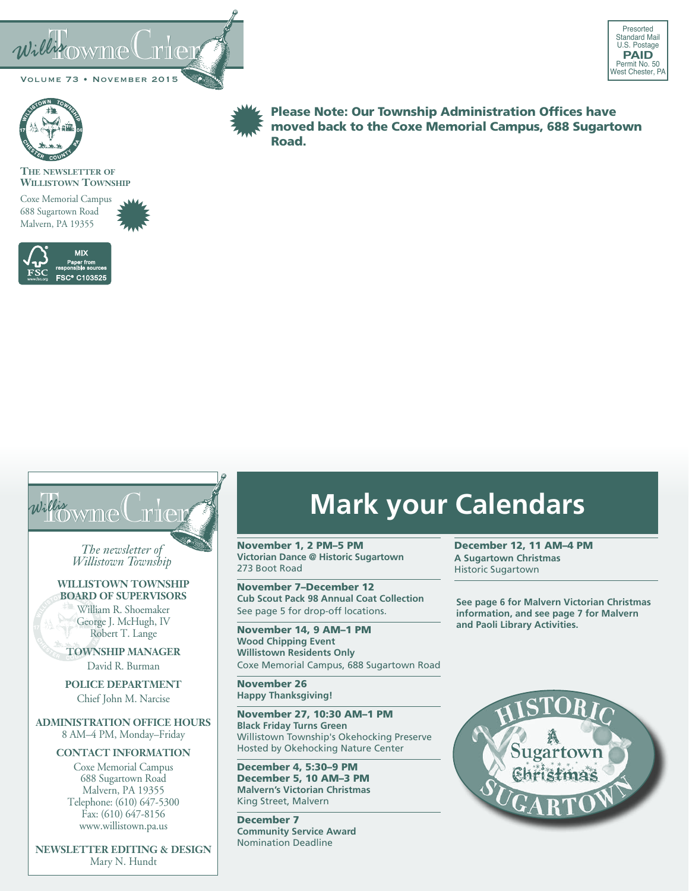# Willis Towne Crier

Volume 73 • November 2015

Presorted
Standard Mail
U.S. Postage
**PAID**
Permit No. 50
West Chester, PA

**The newsletter of Willistown Township**

Coxe Memorial Campus
688 Sugartown Road
Malvern, PA 19355

MIX
Paper from responsible sources
FSC® C103525

**Please Note: Our Township Administration Offices have moved back to the Coxe Memorial Campus, 688 Sugartown Road.**

## Willis Towne Crier

*The newsletter of Willistown Township*

**WILLISTOWN TOWNSHIP BOARD OF SUPERVISORS**
William R. Shoemaker
George J. McHugh, IV
Robert T. Lange

**TOWNSHIP MANAGER**
David R. Burman

**POLICE DEPARTMENT**
Chief John M. Narcise

**ADMINISTRATION OFFICE HOURS**
8 AM–4 PM, Monday–Friday

**CONTACT INFORMATION**
Coxe Memorial Campus
688 Sugartown Road
Malvern, PA 19355
Telephone: (610) 647-5300
Fax: (610) 647-8156
www.willistown.pa.us

**NEWSLETTER EDITING & DESIGN**
Mary N. Hundt

# Mark your Calendars

**November 1, 2 PM–5 PM**
**Victorian Dance @ Historic Sugartown**
273 Boot Road

**November 7–December 12**
**Cub Scout Pack 98 Annual Coat Collection**
See page 5 for drop-off locations.

**November 14, 9 AM–1 PM**
**Wood Chipping Event**
**Willistown Residents Only**
Coxe Memorial Campus, 688 Sugartown Road

**November 26**
**Happy Thanksgiving!**

**November 27, 10:30 AM–1 PM**
**Black Friday Turns Green**
Willistown Township's Okehocking Preserve
Hosted by Okehocking Nature Center

**December 4, 5:30–9 PM**
**December 5, 10 AM–3 PM**
**Malvern's Victorian Christmas**
King Street, Malvern

**December 7**
**Community Service Award**
Nomination Deadline

**December 12, 11 AM–4 PM**
**A Sugartown Christmas**
Historic Sugartown

**See page 6 for Malvern Victorian Christmas information, and see page 7 for Malvern and Paoli Library Activities.**

Historic Sugartown — A Sugartown Christmas